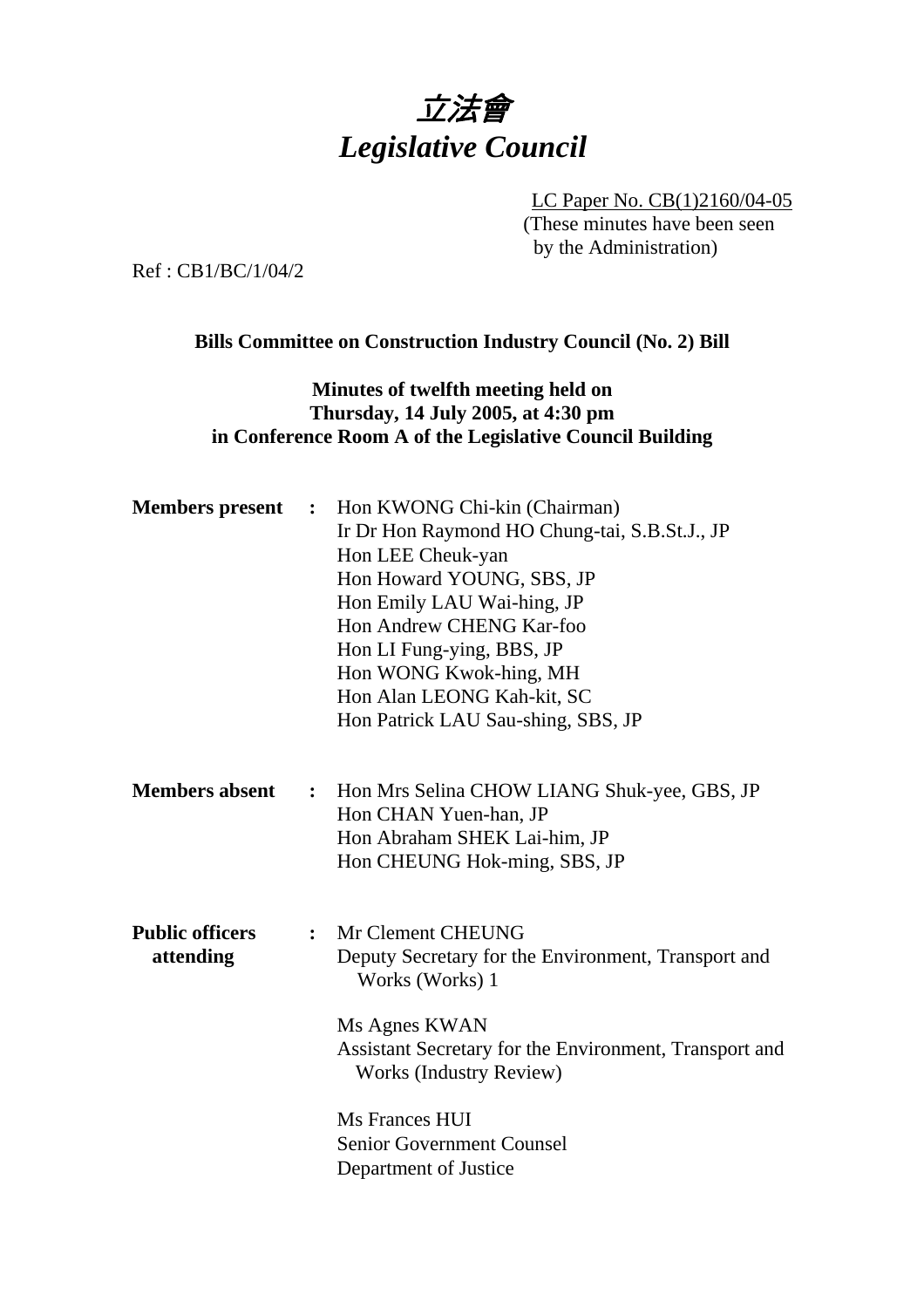# *立法會*
# *Legislative Council*

LC Paper No. CB(1)2160/04-05
(These minutes have been seen by the Administration)

Ref : CB1/BC/1/04/2

**Bills Committee on Construction Industry Council (No. 2) Bill**

**Minutes of twelfth meeting held on Thursday, 14 July 2005, at 4:30 pm in Conference Room A of the Legislative Council Building**

**Members present :**
Hon KWONG Chi-kin (Chairman)
Ir Dr Hon Raymond HO Chung-tai, S.B.St.J., JP
Hon LEE Cheuk-yan
Hon Howard YOUNG, SBS, JP
Hon Emily LAU Wai-hing, JP
Hon Andrew CHENG Kar-foo
Hon LI Fung-ying, BBS, JP
Hon WONG Kwok-hing, MH
Hon Alan LEONG Kah-kit, SC
Hon Patrick LAU Sau-shing, SBS, JP

**Members absent :**
Hon Mrs Selina CHOW LIANG Shuk-yee, GBS, JP
Hon CHAN Yuen-han, JP
Hon Abraham SHEK Lai-him, JP
Hon CHEUNG Hok-ming, SBS, JP

**Public officers attending :**
Mr Clement CHEUNG
Deputy Secretary for the Environment, Transport and Works (Works) 1

Ms Agnes KWAN
Assistant Secretary for the Environment, Transport and Works (Industry Review)

Ms Frances HUI
Senior Government Counsel
Department of Justice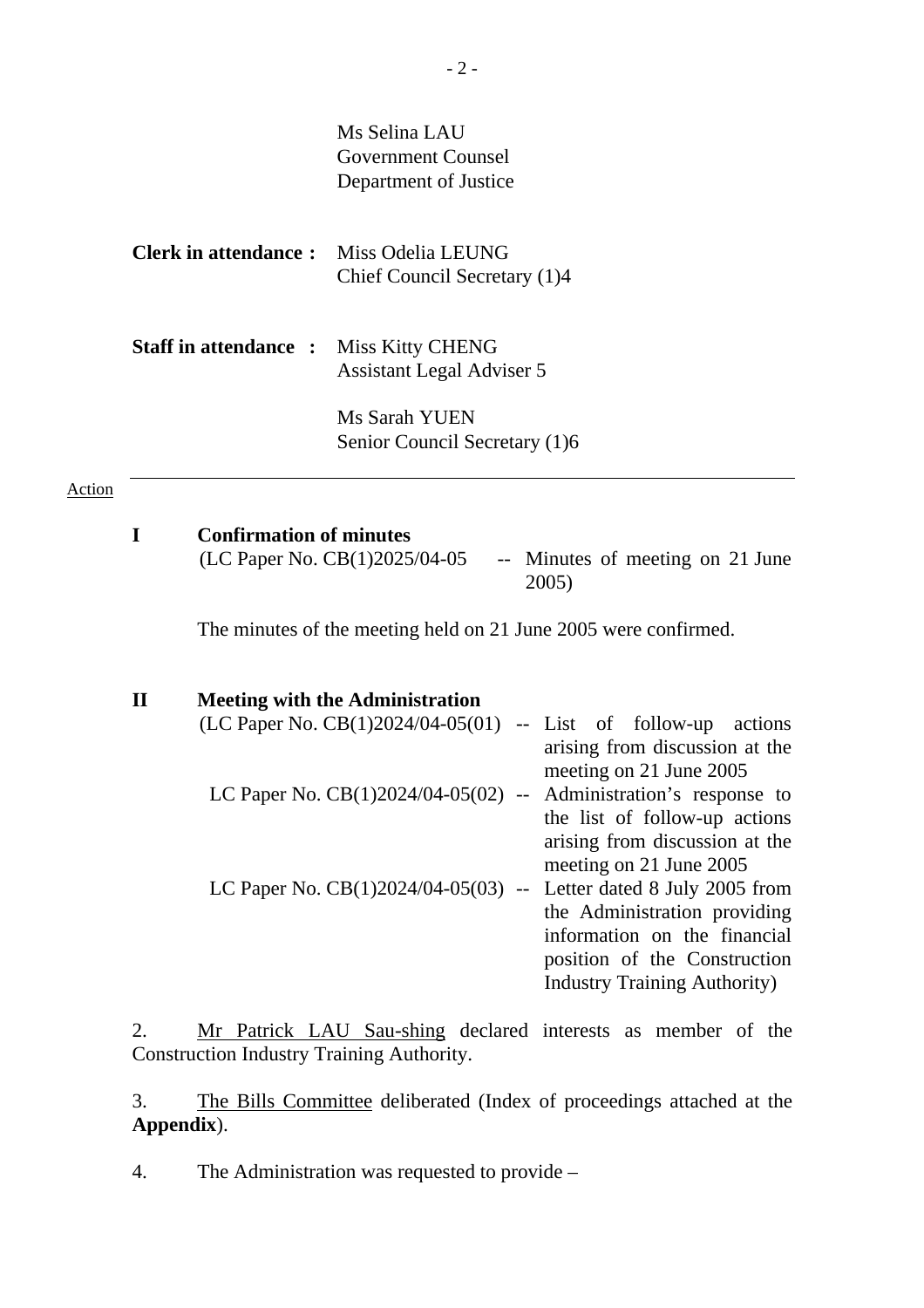Ms Selina LAU
Government Counsel
Department of Justice

**Clerk in attendance :** Miss Odelia LEUNG
Chief Council Secretary (1)4

**Staff in attendance :** Miss Kitty CHENG
Assistant Legal Adviser 5

Ms Sarah YUEN
Senior Council Secretary (1)6

Action

---

**I Confirmation of minutes**

(LC Paper No. CB(1)2025/04-05 -- Minutes of meeting on 21 June 2005)

The minutes of the meeting held on 21 June 2005 were confirmed.

**II Meeting with the Administration**

(LC Paper No. CB(1)2024/04-05(01) -- List of follow-up actions arising from discussion at the meeting on 21 June 2005

LC Paper No. CB(1)2024/04-05(02) -- Administration's response to the list of follow-up actions arising from discussion at the meeting on 21 June 2005

LC Paper No. CB(1)2024/04-05(03) -- Letter dated 8 July 2005 from the Administration providing information on the financial position of the Construction Industry Training Authority)

2. Mr Patrick LAU Sau-shing declared interests as member of the Construction Industry Training Authority.

3. The Bills Committee deliberated (Index of proceedings attached at the **Appendix**).

4. The Administration was requested to provide –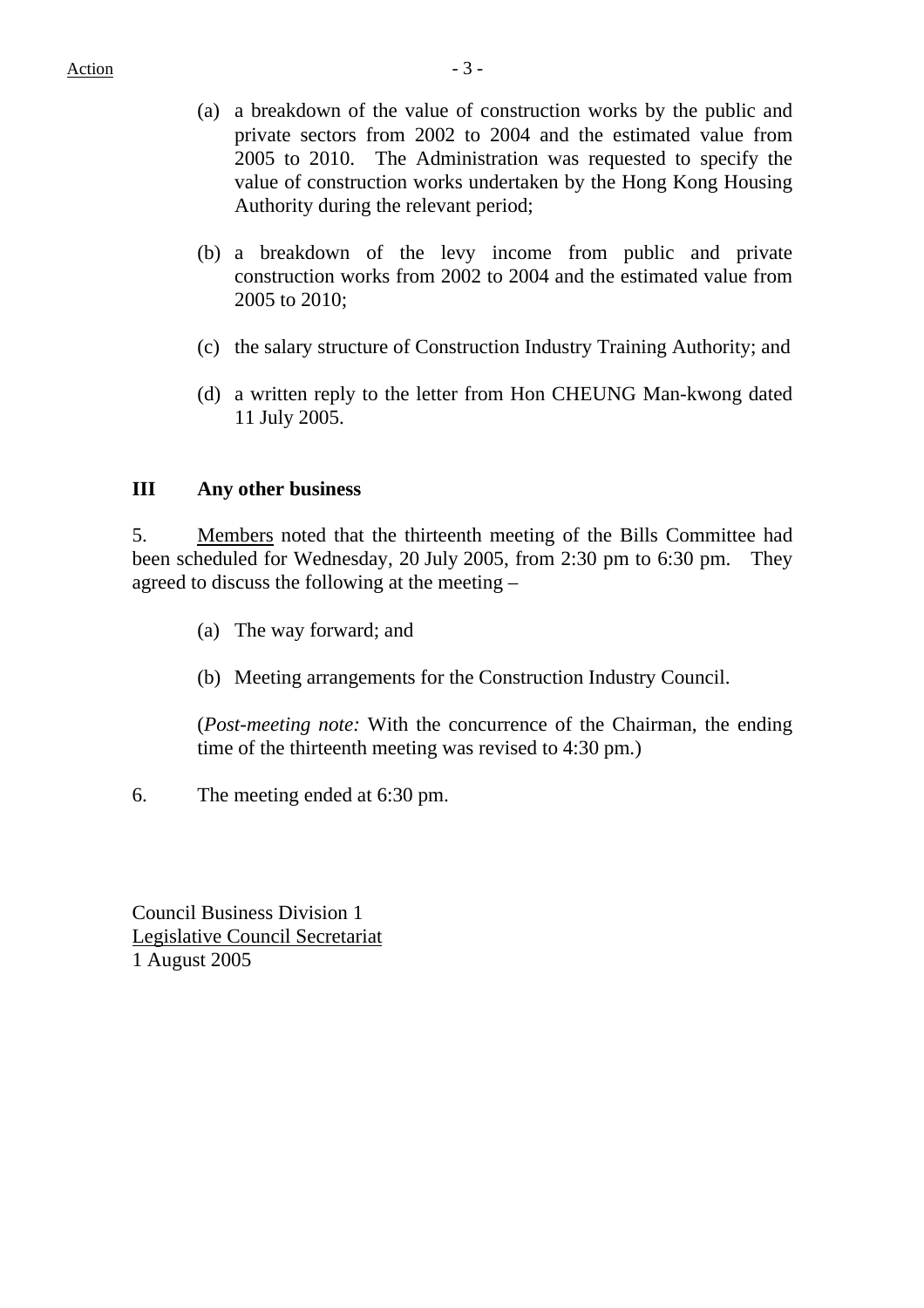(a) a breakdown of the value of construction works by the public and private sectors from 2002 to 2004 and the estimated value from 2005 to 2010. The Administration was requested to specify the value of construction works undertaken by the Hong Kong Housing Authority during the relevant period;

(b) a breakdown of the levy income from public and private construction works from 2002 to 2004 and the estimated value from 2005 to 2010;

(c) the salary structure of Construction Industry Training Authority; and

(d) a written reply to the letter from Hon CHEUNG Man-kwong dated 11 July 2005.

## III Any other business

5. Members noted that the thirteenth meeting of the Bills Committee had been scheduled for Wednesday, 20 July 2005, from 2:30 pm to 6:30 pm. They agreed to discuss the following at the meeting –

(a) The way forward; and

(b) Meeting arrangements for the Construction Industry Council.

(*Post-meeting note:* With the concurrence of the Chairman, the ending time of the thirteenth meeting was revised to 4:30 pm.)

6. The meeting ended at 6:30 pm.

Council Business Division 1
Legislative Council Secretariat
1 August 2005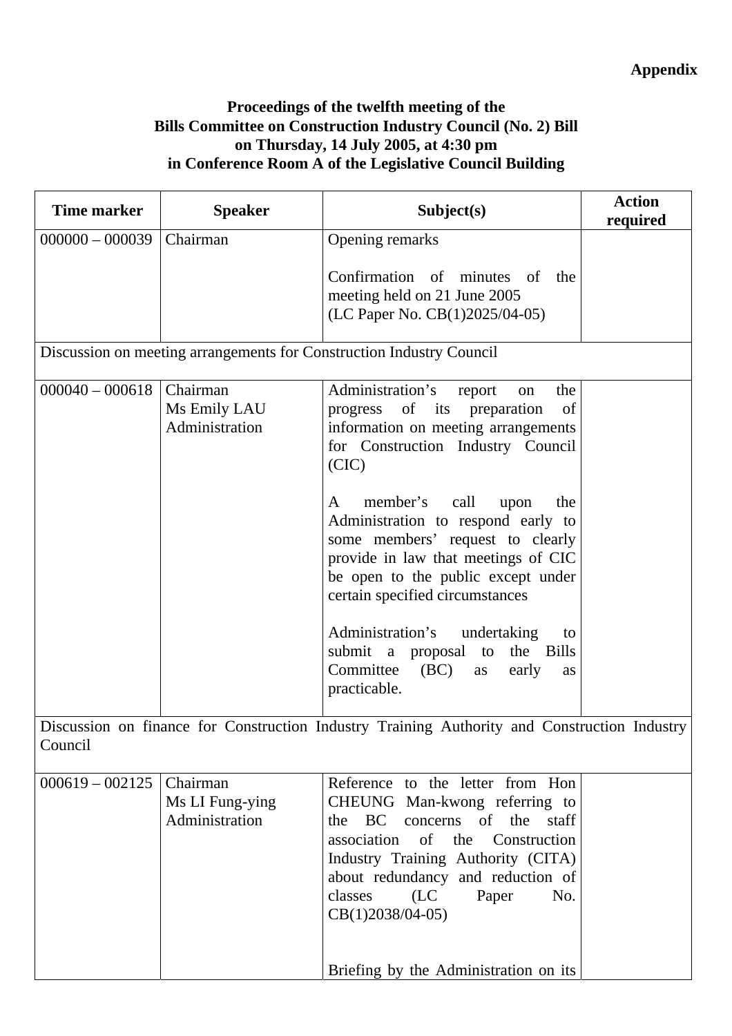**Appendix**

**Proceedings of the twelfth meeting of the Bills Committee on Construction Industry Council (No. 2) Bill on Thursday, 14 July 2005, at 4:30 pm in Conference Room A of the Legislative Council Building**

| Time marker | Speaker | Subject(s) | Action required |
|---|---|---|---|
| 000000 – 000039 | Chairman | Opening remarks<br><br>Confirmation of minutes of the meeting held on 21 June 2005 (LC Paper No. CB(1)2025/04-05) | |
| Discussion on meeting arrangements for Construction Industry Council | | | |
| 000040 – 000618 | Chairman<br>Ms Emily LAU<br>Administration | Administration's report on the progress of its preparation of information on meeting arrangements for Construction Industry Council (CIC)<br><br>A member's call upon the Administration to respond early to some members' request to clearly provide in law that meetings of CIC be open to the public except under certain specified circumstances<br><br>Administration's undertaking to submit a proposal to the Bills Committee (BC) as early as practicable. | |
| Discussion on finance for Construction Industry Training Authority and Construction Industry Council | | | |
| 000619 – 002125 | Chairman<br>Ms LI Fung-ying<br>Administration | Reference to the letter from Hon CHEUNG Man-kwong referring to the BC concerns of the staff association of the Construction Industry Training Authority (CITA) about redundancy and reduction of classes (LC Paper No. CB(1)2038/04-05)<br><br>Briefing by the Administration on its | |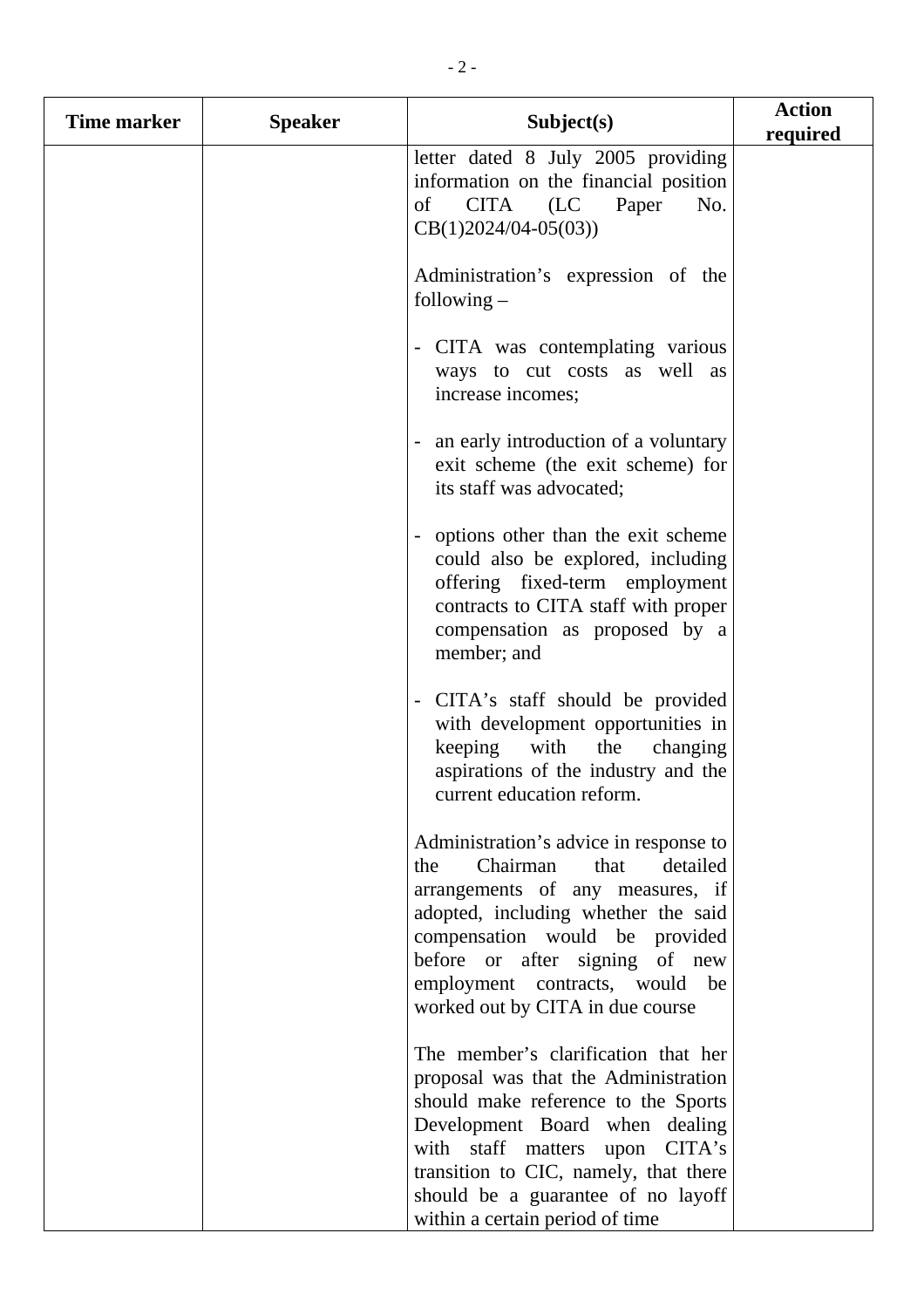| Time marker | Speaker | Subject(s) | Action required |
|---|---|---|---|
| | | letter dated 8 July 2005 providing information on the financial position of CITA (LC Paper No. CB(1)2024/04-05(03))<br><br>Administration's expression of the following –<br><br>- CITA was contemplating various ways to cut costs as well as increase incomes;<br><br>- an early introduction of a voluntary exit scheme (the exit scheme) for its staff was advocated;<br><br>- options other than the exit scheme could also be explored, including offering fixed-term employment contracts to CITA staff with proper compensation as proposed by a member; and<br><br>- CITA's staff should be provided with development opportunities in keeping with the changing aspirations of the industry and the current education reform.<br><br>Administration's advice in response to the Chairman that detailed arrangements of any measures, if adopted, including whether the said compensation would be provided before or after signing of new employment contracts, would be worked out by CITA in due course<br><br>The member's clarification that her proposal was that the Administration should make reference to the Sports Development Board when dealing with staff matters upon CITA's transition to CIC, namely, that there should be a guarantee of no layoff within a certain period of time | |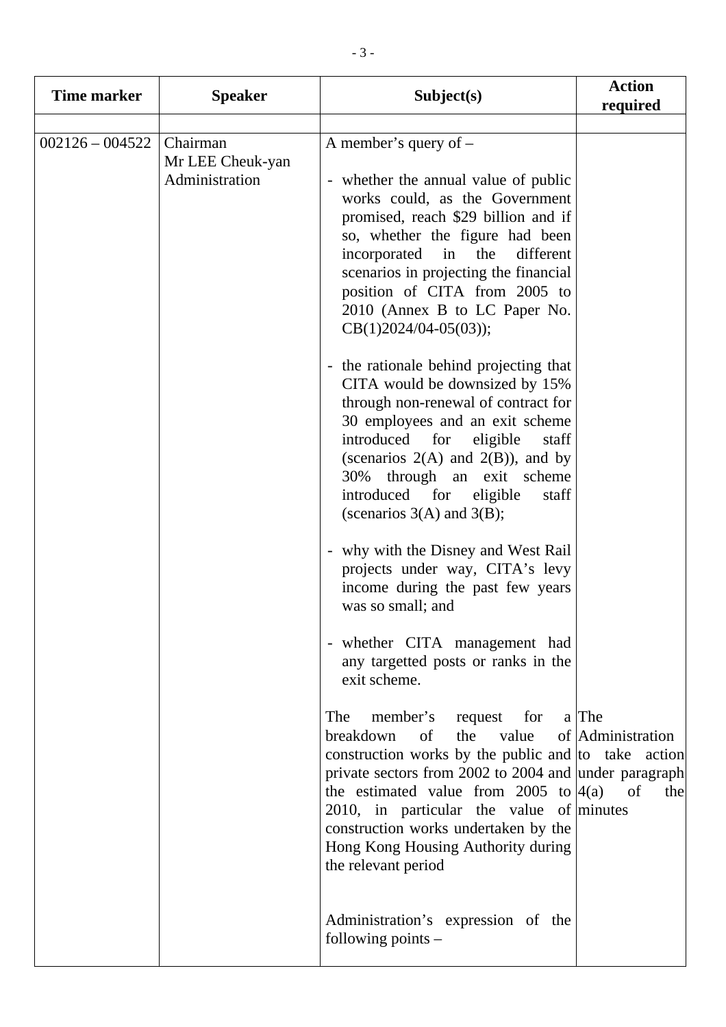| Time marker | Speaker | Subject(s) | Action required |
|---|---|---|---|
| | | | |
| 002126 – 004522 | Chairman<br>Mr LEE Cheuk-yan<br>Administration | A member's query of –<br><br>- whether the annual value of public works could, as the Government promised, reach $29 billion and if so, whether the figure had been incorporated in the different scenarios in projecting the financial position of CITA from 2005 to 2010 (Annex B to LC Paper No. CB(1)2024/04-05(03));<br><br>- the rationale behind projecting that CITA would be downsized by 15% through non-renewal of contract for 30 employees and an exit scheme introduced for eligible staff (scenarios 2(A) and 2(B)), and by 30% through an exit scheme introduced for eligible staff (scenarios 3(A) and 3(B);<br><br>- why with the Disney and West Rail projects under way, CITA's levy income during the past few years was so small; and<br><br>- whether CITA management had any targetted posts or ranks in the exit scheme.<br><br>The member's request for a breakdown of the value of construction works by the public and private sectors from 2002 to 2004 and the estimated value from 2005 to 2010, in particular the value of construction works undertaken by the Hong Kong Housing Authority during the relevant period<br><br>Administration's expression of the following points – | The Administration to take action under paragraph 4(a) of the minutes |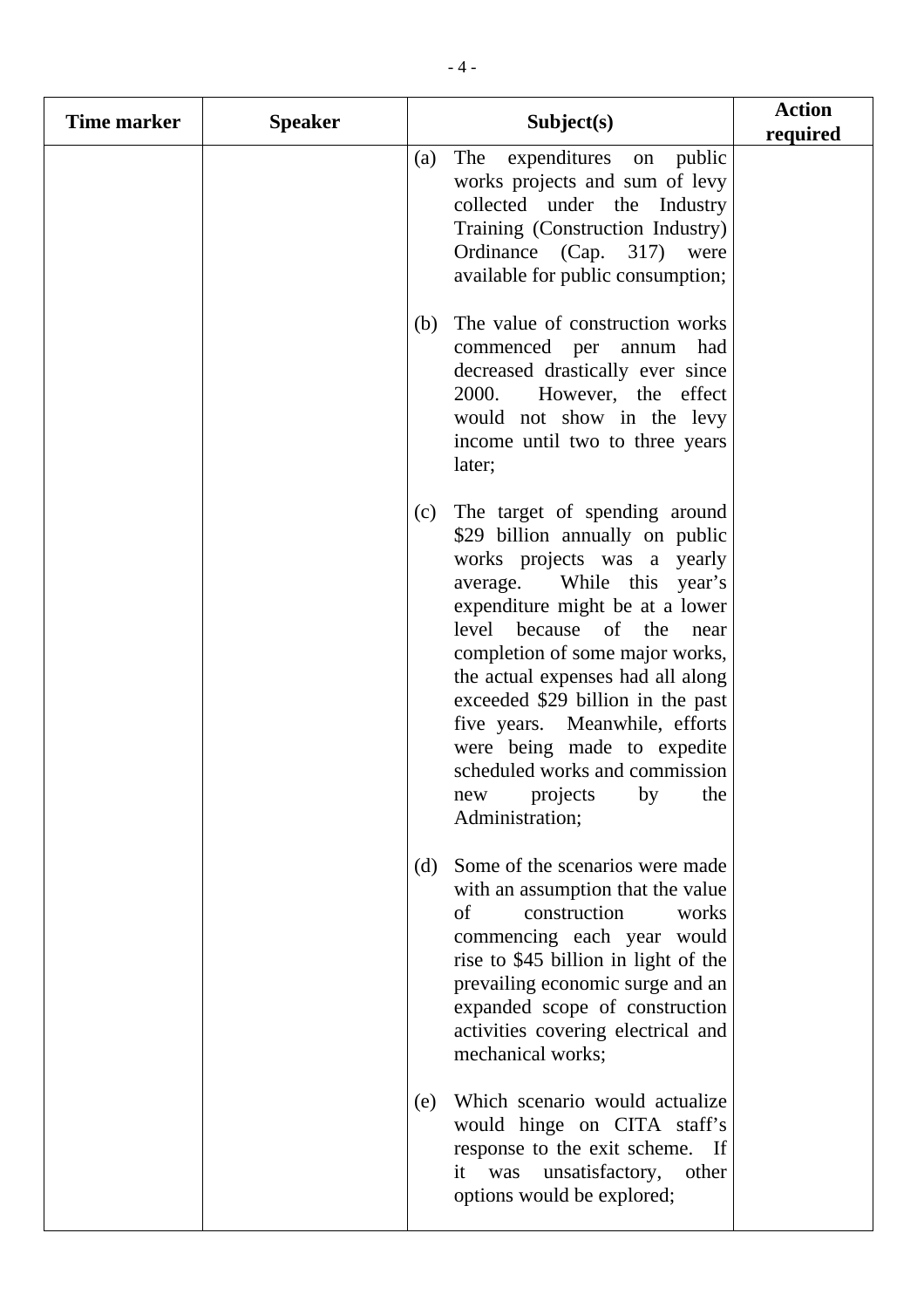| Time marker | Speaker | Subject(s) | Action required |
|---|---|---|---|
| | | (a) The expenditures on public works projects and sum of levy collected under the Industry Training (Construction Industry) Ordinance (Cap. 317) were available for public consumption;<br><br>(b) The value of construction works commenced per annum had decreased drastically ever since 2000. However, the effect would not show in the levy income until two to three years later;<br><br>(c) The target of spending around \$29 billion annually on public works projects was a yearly average. While this year's expenditure might be at a lower level because of the near completion of some major works, the actual expenses had all along exceeded \$29 billion in the past five years. Meanwhile, efforts were being made to expedite scheduled works and commission new projects by the Administration;<br><br>(d) Some of the scenarios were made with an assumption that the value of construction works commencing each year would rise to \$45 billion in light of the prevailing economic surge and an expanded scope of construction activities covering electrical and mechanical works;<br><br>(e) Which scenario would actualize would hinge on CITA staff's response to the exit scheme. If it was unsatisfactory, other options would be explored; | |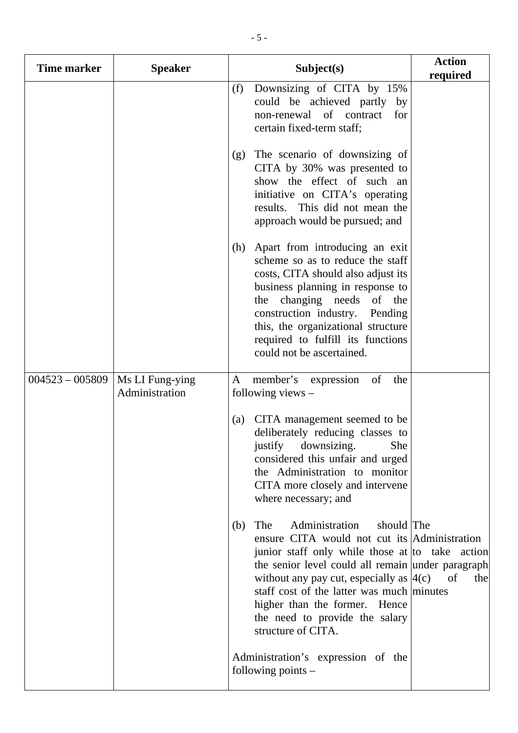| Time marker | Speaker | Subject(s) | Action required |
|---|---|---|---|
| | | (f) Downsizing of CITA by 15% could be achieved partly by non-renewal of contract for certain fixed-term staff;<br><br>(g) The scenario of downsizing of CITA by 30% was presented to show the effect of such an initiative on CITA's operating results. This did not mean the approach would be pursued; and<br><br>(h) Apart from introducing an exit scheme so as to reduce the staff costs, CITA should also adjust its business planning in response to the changing needs of the construction industry. Pending this, the organizational structure required to fulfill its functions could not be ascertained. | |
| 004523 – 005809 | Ms LI Fung-ying<br>Administration | A member's expression of the following views –<br><br>(a) CITA management seemed to be deliberately reducing classes to justify downsizing. She considered this unfair and urged the Administration to monitor CITA more closely and intervene where necessary; and<br><br>(b) The Administration should ensure CITA would not cut its junior staff only while those at the senior level could all remain without any pay cut, especially as staff cost of the latter was much higher than the former. Hence the need to provide the salary structure of CITA.<br><br>Administration's expression of the following points – | The Administration to take action under paragraph 4(c) of the minutes |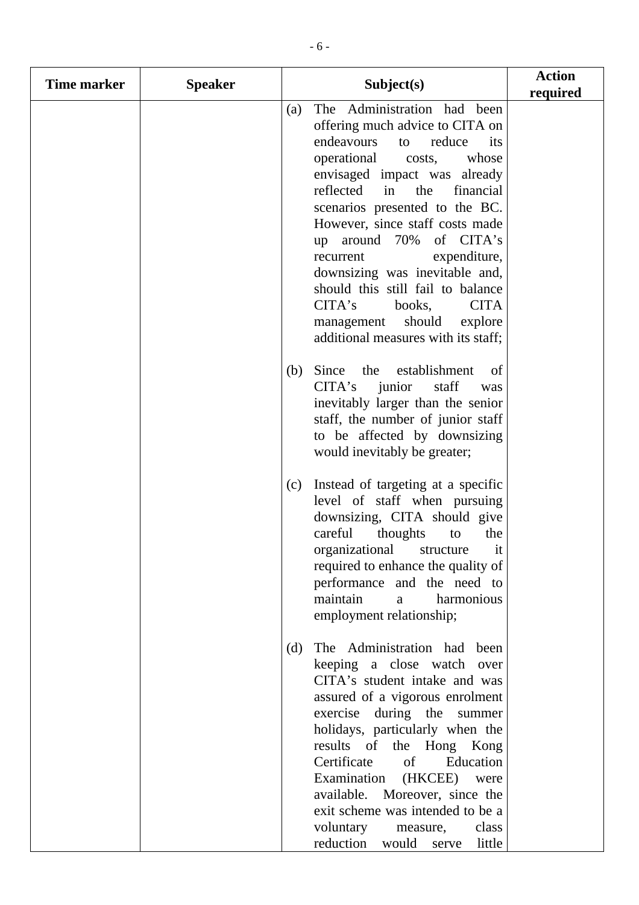| Time marker | Speaker | Subject(s) | Action required |
|---|---|---|---|
| | | (a) The Administration had been offering much advice to CITA on endeavours to reduce its operational costs, whose envisaged impact was already reflected in the financial scenarios presented to the BC. However, since staff costs made up around 70% of CITA's recurrent expenditure, downsizing was inevitable and, should this still fail to balance CITA's books, CITA management should explore additional measures with its staff;<br><br>(b) Since the establishment of CITA's junior staff was inevitably larger than the senior staff, the number of junior staff to be affected by downsizing would inevitably be greater;<br><br>(c) Instead of targeting at a specific level of staff when pursuing downsizing, CITA should give careful thoughts to the organizational structure it required to enhance the quality of performance and the need to maintain a harmonious employment relationship;<br><br>(d) The Administration had been keeping a close watch over CITA's student intake and was assured of a vigorous enrolment exercise during the summer holidays, particularly when the results of the Hong Kong Certificate of Education Examination (HKCEE) were available. Moreover, since the exit scheme was intended to be a voluntary measure, class reduction would serve little | |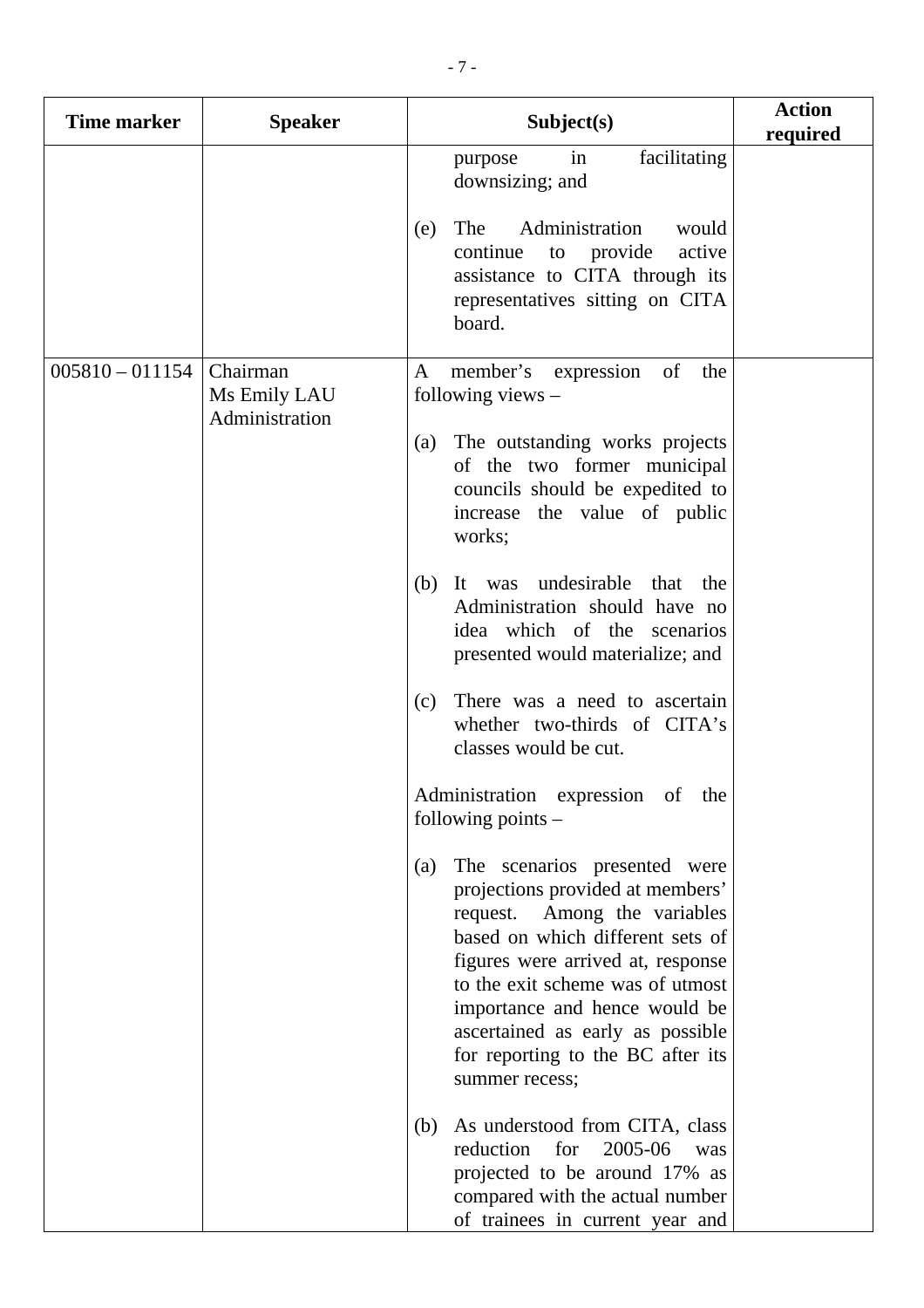| Time marker | Speaker | Subject(s) | Action required |
|---|---|---|---|
| | | purpose in facilitating downsizing; and<br><br>(e) The Administration would continue to provide active assistance to CITA through its representatives sitting on CITA board. | |
| 005810 – 011154 | Chairman<br>Ms Emily LAU<br>Administration | A member's expression of the following views –<br><br>(a) The outstanding works projects of the two former municipal councils should be expedited to increase the value of public works;<br><br>(b) It was undesirable that the Administration should have no idea which of the scenarios presented would materialize; and<br><br>(c) There was a need to ascertain whether two-thirds of CITA's classes would be cut.<br><br>Administration expression of the following points –<br><br>(a) The scenarios presented were projections provided at members' request. Among the variables based on which different sets of figures were arrived at, response to the exit scheme was of utmost importance and hence would be ascertained as early as possible for reporting to the BC after its summer recess;<br><br>(b) As understood from CITA, class reduction for 2005-06 was projected to be around 17% as compared with the actual number of trainees in current year and | |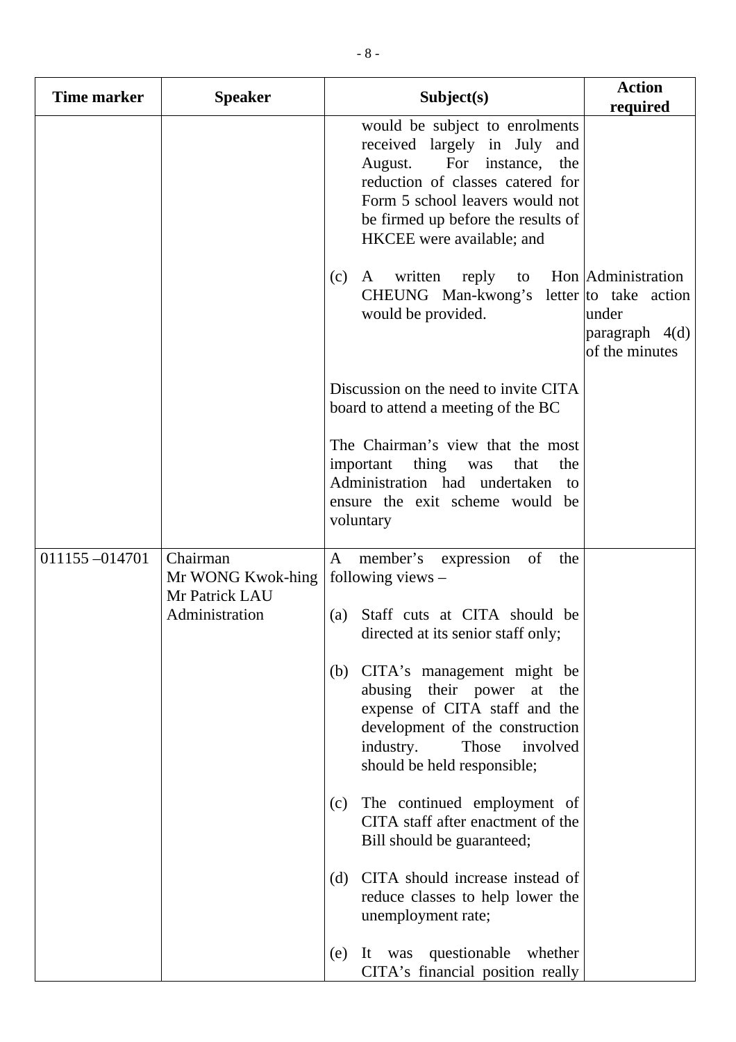| Time marker | Speaker | Subject(s) | Action required |
|---|---|---|---|
| | | would be subject to enrolments received largely in July and August. For instance, the reduction of classes catered for Form 5 school leavers would not be firmed up before the results of HKCEE were available; and | |
| | | (c) A written reply to Hon CHEUNG Man-kwong's letter would be provided. | Administration to take action under paragraph 4(d) of the minutes |
| | | Discussion on the need to invite CITA board to attend a meeting of the BC<br><br>The Chairman's view that the most important thing was that the Administration had undertaken to ensure the exit scheme would be voluntary | |
| 011155 –014701 | Chairman<br>Mr WONG Kwok-hing<br>Mr Patrick LAU<br>Administration | A member's expression of the following views –<br><br>(a) Staff cuts at CITA should be directed at its senior staff only;<br><br>(b) CITA's management might be abusing their power at the expense of CITA staff and the development of the construction industry. Those involved should be held responsible;<br><br>(c) The continued employment of CITA staff after enactment of the Bill should be guaranteed;<br><br>(d) CITA should increase instead of reduce classes to help lower the unemployment rate;<br><br>(e) It was questionable whether CITA's financial position really | |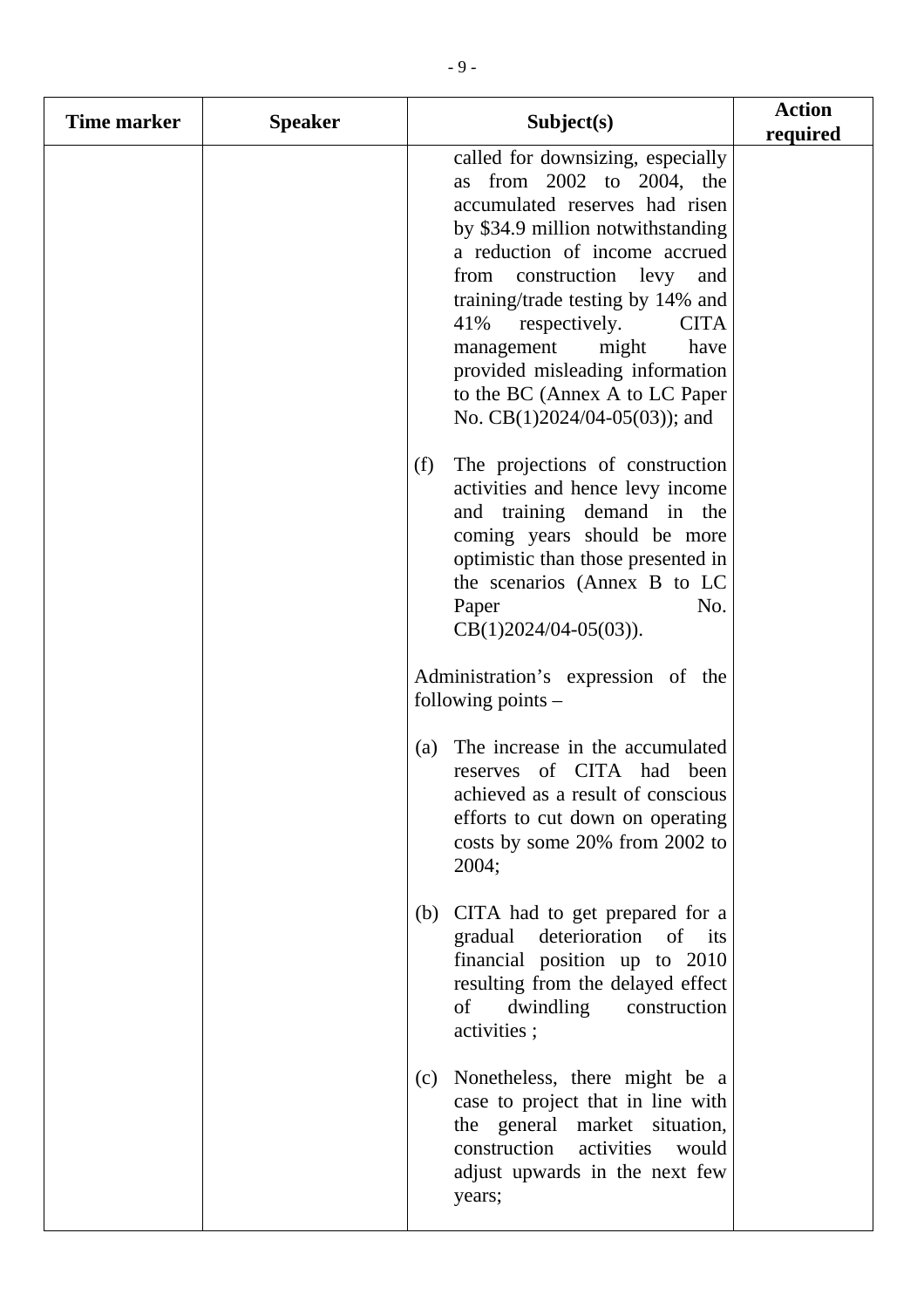| Time marker | Speaker | Subject(s) | Action required |
| --- | --- | --- | --- |
| | | called for downsizing, especially as from 2002 to 2004, the accumulated reserves had risen by $34.9 million notwithstanding a reduction of income accrued from construction levy and training/trade testing by 14% and 41% respectively. CITA management might have provided misleading information to the BC (Annex A to LC Paper No. CB(1)2024/04-05(03)); and<br><br>(f) The projections of construction activities and hence levy income and training demand in the coming years should be more optimistic than those presented in the scenarios (Annex B to LC Paper No. CB(1)2024/04-05(03)).<br><br>Administration's expression of the following points –<br><br>(a) The increase in the accumulated reserves of CITA had been achieved as a result of conscious efforts to cut down on operating costs by some 20% from 2002 to 2004;<br><br>(b) CITA had to get prepared for a gradual deterioration of its financial position up to 2010 resulting from the delayed effect of dwindling construction activities ;<br><br>(c) Nonetheless, there might be a case to project that in line with the general market situation, construction activities would adjust upwards in the next few years; | |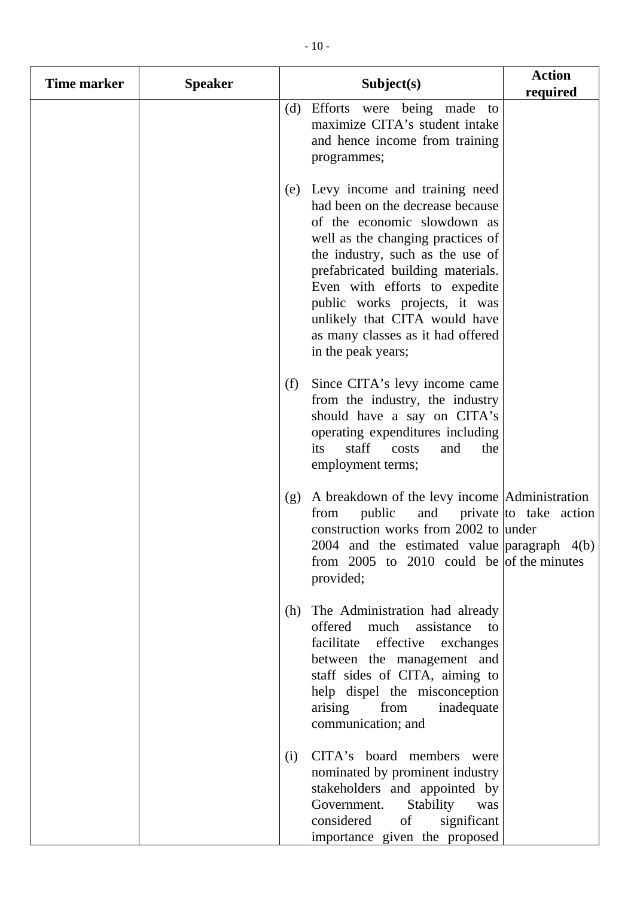| Time marker | Speaker | Subject(s) | Action required |
|---|---|---|---|
| | | (d) Efforts were being made to maximize CITA's student intake and hence income from training programmes;<br><br>(e) Levy income and training need had been on the decrease because of the economic slowdown as well as the changing practices of the industry, such as the use of prefabricated building materials. Even with efforts to expedite public works projects, it was unlikely that CITA would have as many classes as it had offered in the peak years;<br><br>(f) Since CITA's levy income came from the industry, the industry should have a say on CITA's operating expenditures including its staff costs and the employment terms; | |
| | | (g) A breakdown of the levy income from public and private construction works from 2002 to 2004 and the estimated value from 2005 to 2010 could be provided; | Administration to take action under paragraph 4(b) of the minutes |
| | | (h) The Administration had already offered much assistance to facilitate effective exchanges between the management and staff sides of CITA, aiming to help dispel the misconception arising from inadequate communication; and<br><br>(i) CITA's board members were nominated by prominent industry stakeholders and appointed by Government. Stability was considered of significant importance given the proposed | |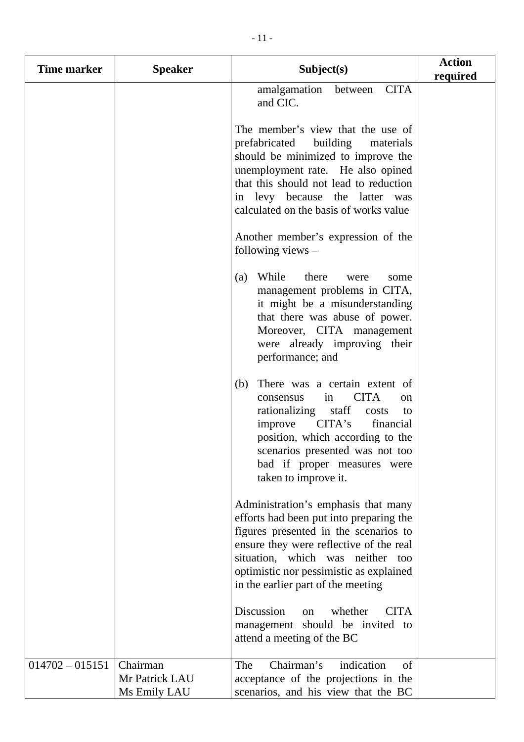| Time marker | Speaker | Subject(s) | Action required |
|---|---|---|---|
| | | amalgamation between CITA and CIC.<br><br>The member's view that the use of prefabricated building materials should be minimized to improve the unemployment rate. He also opined that this should not lead to reduction in levy because the latter was calculated on the basis of works value<br><br>Another member's expression of the following views –<br><br>(a) While there were some management problems in CITA, it might be a misunderstanding that there was abuse of power. Moreover, CITA management were already improving their performance; and<br><br>(b) There was a certain extent of consensus in CITA on rationalizing staff costs to improve CITA's financial position, which according to the scenarios presented was not too bad if proper measures were taken to improve it.<br><br>Administration's emphasis that many efforts had been put into preparing the figures presented in the scenarios to ensure they were reflective of the real situation, which was neither too optimistic nor pessimistic as explained in the earlier part of the meeting<br><br>Discussion on whether CITA management should be invited to attend a meeting of the BC | |
| 014702 – 015151 | Chairman<br>Mr Patrick LAU<br>Ms Emily LAU | The Chairman's indication of acceptance of the projections in the scenarios, and his view that the BC | |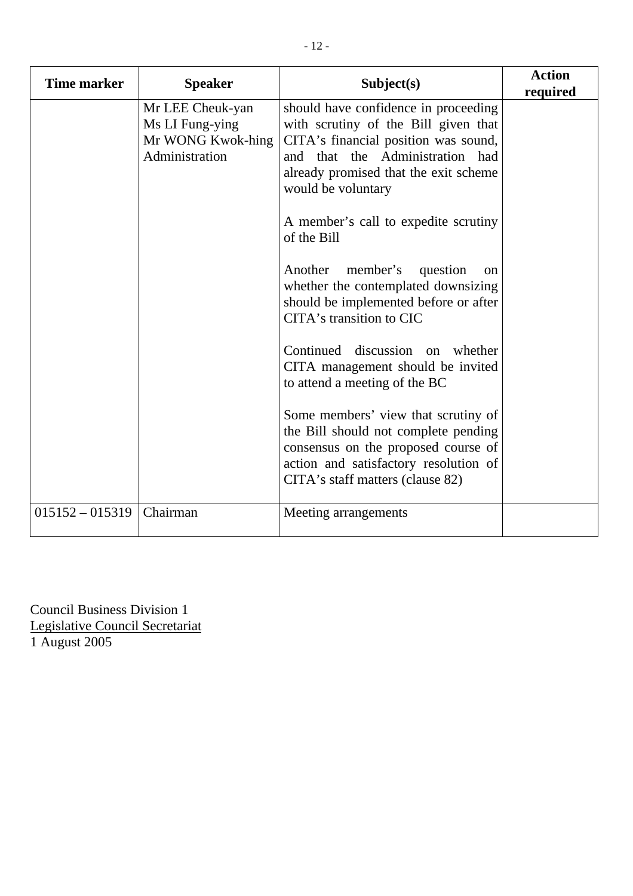| Time marker | Speaker | Subject(s) | Action required |
|---|---|---|---|
| | Mr LEE Cheuk-yan<br>Ms LI Fung-ying<br>Mr WONG Kwok-hing<br>Administration | should have confidence in proceeding with scrutiny of the Bill given that CITA's financial position was sound, and that the Administration had already promised that the exit scheme would be voluntary<br><br>A member's call to expedite scrutiny of the Bill<br><br>Another member's question on whether the contemplated downsizing should be implemented before or after CITA's transition to CIC<br><br>Continued discussion on whether CITA management should be invited to attend a meeting of the BC<br><br>Some members' view that scrutiny of the Bill should not complete pending consensus on the proposed course of action and satisfactory resolution of CITA's staff matters (clause 82) | |
| 015152 – 015319 | Chairman | Meeting arrangements | |

Council Business Division 1
Legislative Council Secretariat
1 August 2005